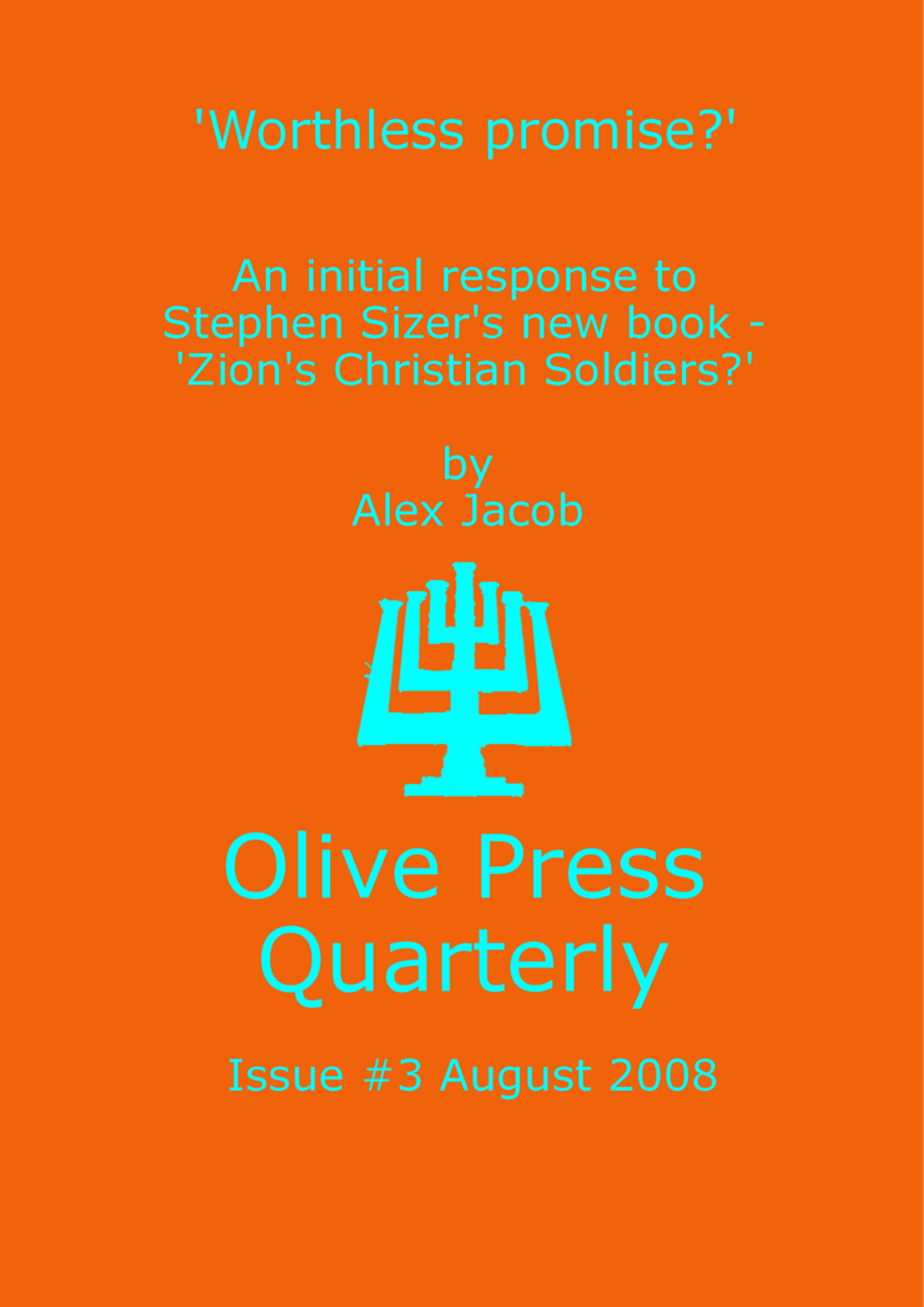# 'Worthless promise?'

## An initial response to Stephen Sizer's new book - 'Zion's Christian Soldiers?'

by
Alex Jacob

# Olive Press Quarterly

Issue #3 August 2008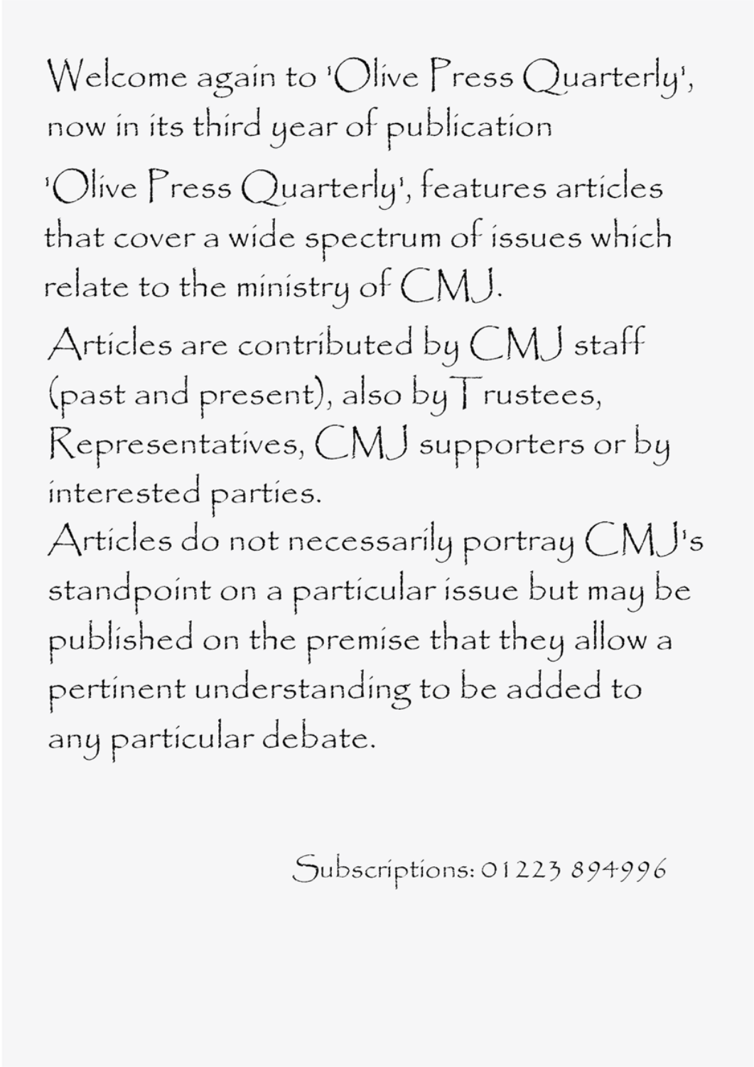Welcome again to 'Olive Press Quarterly', now in its third year of publication

'Olive Press Quarterly', features articles that cover a wide spectrum of issues which relate to the ministry of CMJ.

Articles are contributed by CMJ staff (past and present), also by Trustees, Representatives, CMJ supporters or by interested parties.

Articles do not necessarily portray CMJ's standpoint on a particular issue but may be published on the premise that they allow a pertinent understanding to be added to any particular debate.

Subscriptions: 01223 894996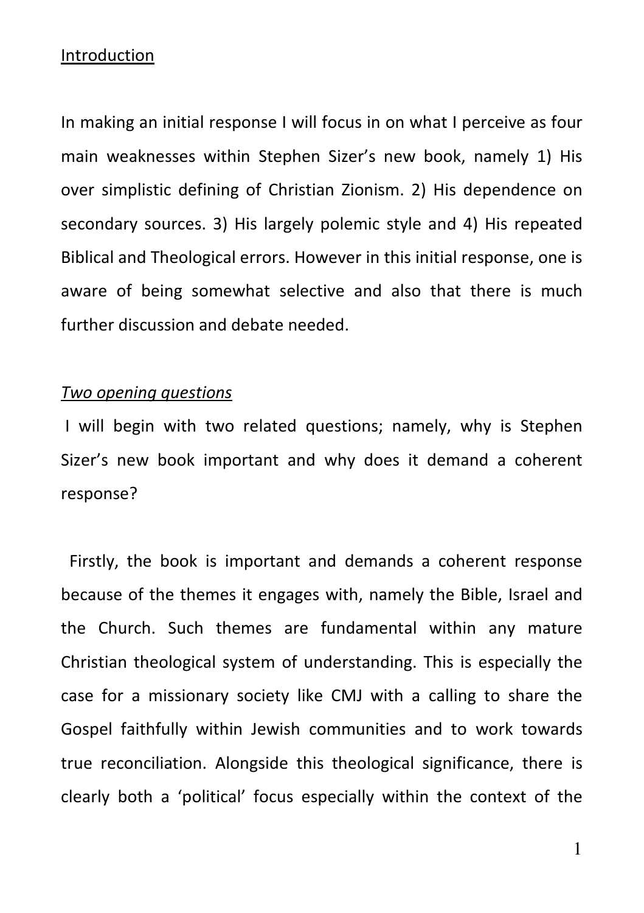<u>Introduction</u>

In making an initial response I will focus in on what I perceive as four main weaknesses within Stephen Sizer's new book, namely 1) His over simplistic defining of Christian Zionism. 2) His dependence on secondary sources. 3) His largely polemic style and 4) His repeated Biblical and Theological errors. However in this initial response, one is aware of being somewhat selective and also that there is much further discussion and debate needed.

*<u>Two opening questions</u>*

I will begin with two related questions; namely, why is Stephen Sizer's new book important and why does it demand a coherent response?

Firstly, the book is important and demands a coherent response because of the themes it engages with, namely the Bible, Israel and the Church. Such themes are fundamental within any mature Christian theological system of understanding. This is especially the case for a missionary society like CMJ with a calling to share the Gospel faithfully within Jewish communities and to work towards true reconciliation. Alongside this theological significance, there is clearly both a 'political' focus especially within the context of the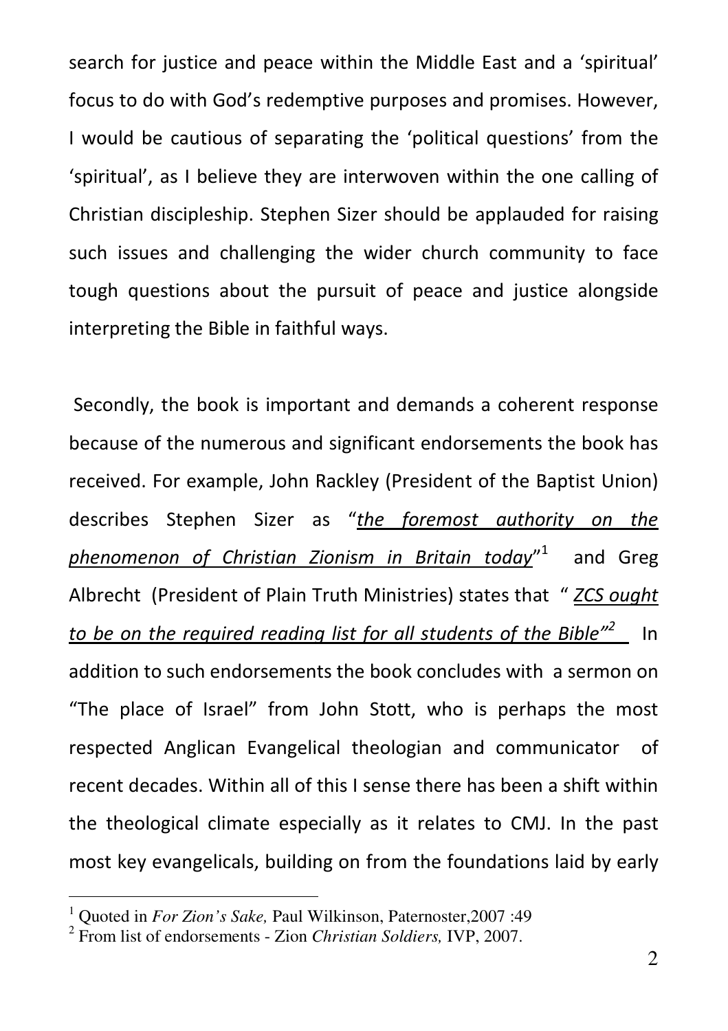search for justice and peace within the Middle East and a 'spiritual' focus to do with God's redemptive purposes and promises. However, I would be cautious of separating the 'political questions' from the 'spiritual', as I believe they are interwoven within the one calling of Christian discipleship. Stephen Sizer should be applauded for raising such issues and challenging the wider church community to face tough questions about the pursuit of peace and justice alongside interpreting the Bible in faithful ways.

Secondly, the book is important and demands a coherent response because of the numerous and significant endorsements the book has received. For example, John Rackley (President of the Baptist Union) describes Stephen Sizer as "*the foremost authority on the phenomenon of Christian Zionism in Britain today*"[1] and Greg Albrecht (President of Plain Truth Ministries) states that " *ZCS ought to be on the required reading list for all students of the Bible"*[2] In addition to such endorsements the book concludes with a sermon on "The place of Israel" from John Stott, who is perhaps the most respected Anglican Evangelical theologian and communicator of recent decades. Within all of this I sense there has been a shift within the theological climate especially as it relates to CMJ. In the past most key evangelicals, building on from the foundations laid by early

[1] Quoted in *For Zion's Sake,* Paul Wilkinson, Paternoster,2007 :49

[2] From list of endorsements - Zion *Christian Soldiers,* IVP, 2007.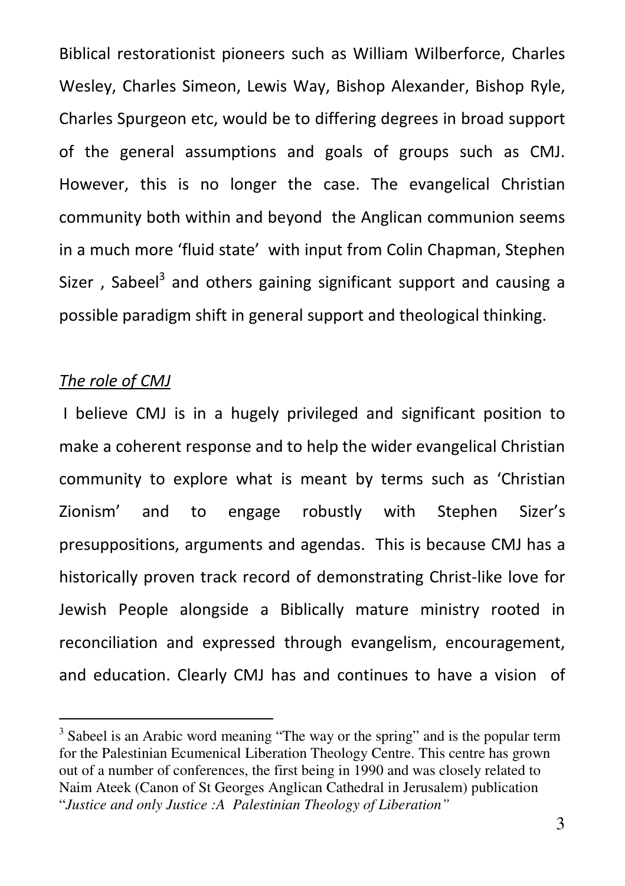Biblical restorationist pioneers such as William Wilberforce, Charles Wesley, Charles Simeon, Lewis Way, Bishop Alexander, Bishop Ryle, Charles Spurgeon etc, would be to differing degrees in broad support of the general assumptions and goals of groups such as CMJ. However, this is no longer the case. The evangelical Christian community both within and beyond the Anglican communion seems in a much more 'fluid state' with input from Colin Chapman, Stephen Sizer , Sabeel[3] and others gaining significant support and causing a possible paradigm shift in general support and theological thinking.

*The role of CMJ*

I believe CMJ is in a hugely privileged and significant position to make a coherent response and to help the wider evangelical Christian community to explore what is meant by terms such as 'Christian Zionism' and to engage robustly with Stephen Sizer's presuppositions, arguments and agendas. This is because CMJ has a historically proven track record of demonstrating Christ-like love for Jewish People alongside a Biblically mature ministry rooted in reconciliation and expressed through evangelism, encouragement, and education. Clearly CMJ has and continues to have a vision of

[3] Sabeel is an Arabic word meaning "The way or the spring" and is the popular term for the Palestinian Ecumenical Liberation Theology Centre. This centre has grown out of a number of conferences, the first being in 1990 and was closely related to Naim Ateek (Canon of St Georges Anglican Cathedral in Jerusalem) publication "*Justice and only Justice :A Palestinian Theology of Liberation"*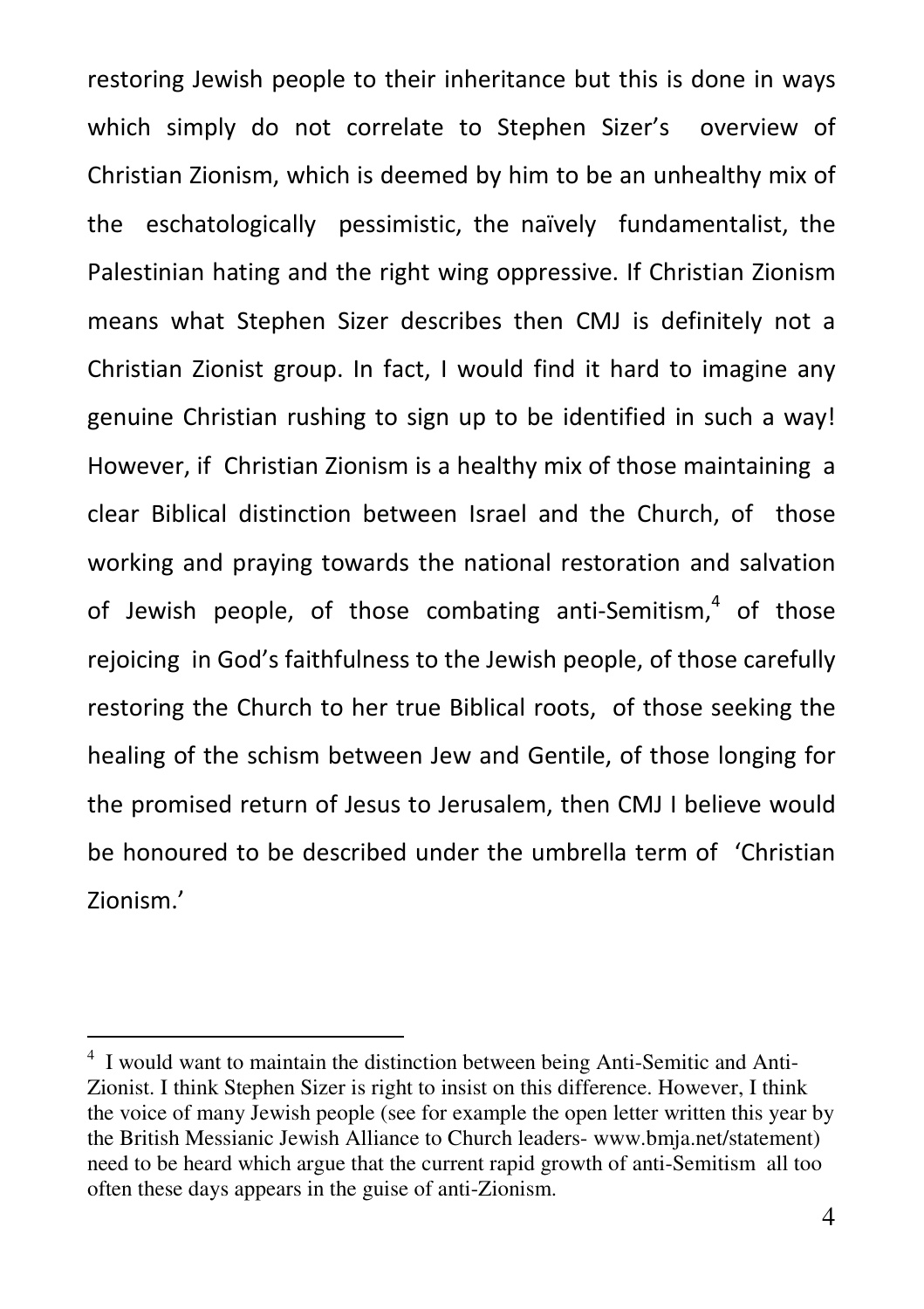restoring Jewish people to their inheritance but this is done in ways which simply do not correlate to Stephen Sizer's overview of Christian Zionism, which is deemed by him to be an unhealthy mix of the eschatologically pessimistic, the naïvely fundamentalist, the Palestinian hating and the right wing oppressive. If Christian Zionism means what Stephen Sizer describes then CMJ is definitely not a Christian Zionist group. In fact, I would find it hard to imagine any genuine Christian rushing to sign up to be identified in such a way! However, if Christian Zionism is a healthy mix of those maintaining a clear Biblical distinction between Israel and the Church, of those working and praying towards the national restoration and salvation of Jewish people, of those combating anti-Semitism,[4] of those rejoicing in God's faithfulness to the Jewish people, of those carefully restoring the Church to her true Biblical roots, of those seeking the healing of the schism between Jew and Gentile, of those longing for the promised return of Jesus to Jerusalem, then CMJ I believe would be honoured to be described under the umbrella term of 'Christian Zionism.'

---

[4] I would want to maintain the distinction between being Anti-Semitic and Anti-Zionist. I think Stephen Sizer is right to insist on this difference. However, I think the voice of many Jewish people (see for example the open letter written this year by the British Messianic Jewish Alliance to Church leaders- www.bmja.net/statement) need to be heard which argue that the current rapid growth of anti-Semitism all too often these days appears in the guise of anti-Zionism.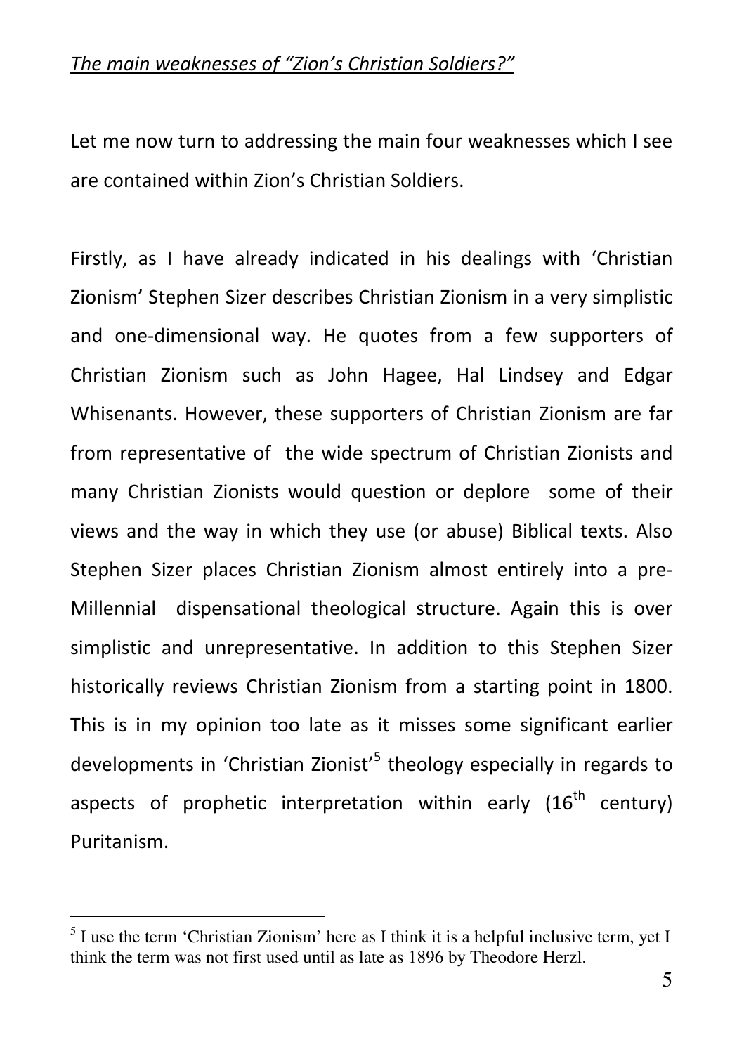*The main weaknesses of "Zion's Christian Soldiers?"*

Let me now turn to addressing the main four weaknesses which I see are contained within Zion's Christian Soldiers.

Firstly, as I have already indicated in his dealings with 'Christian Zionism' Stephen Sizer describes Christian Zionism in a very simplistic and one-dimensional way. He quotes from a few supporters of Christian Zionism such as John Hagee, Hal Lindsey and Edgar Whisenants. However, these supporters of Christian Zionism are far from representative of the wide spectrum of Christian Zionists and many Christian Zionists would question or deplore some of their views and the way in which they use (or abuse) Biblical texts. Also Stephen Sizer places Christian Zionism almost entirely into a pre-Millennial dispensational theological structure. Again this is over simplistic and unrepresentative. In addition to this Stephen Sizer historically reviews Christian Zionism from a starting point in 1800. This is in my opinion too late as it misses some significant earlier developments in 'Christian Zionist'[5] theology especially in regards to aspects of prophetic interpretation within early (16th century) Puritanism.

[5] I use the term 'Christian Zionism' here as I think it is a helpful inclusive term, yet I think the term was not first used until as late as 1896 by Theodore Herzl.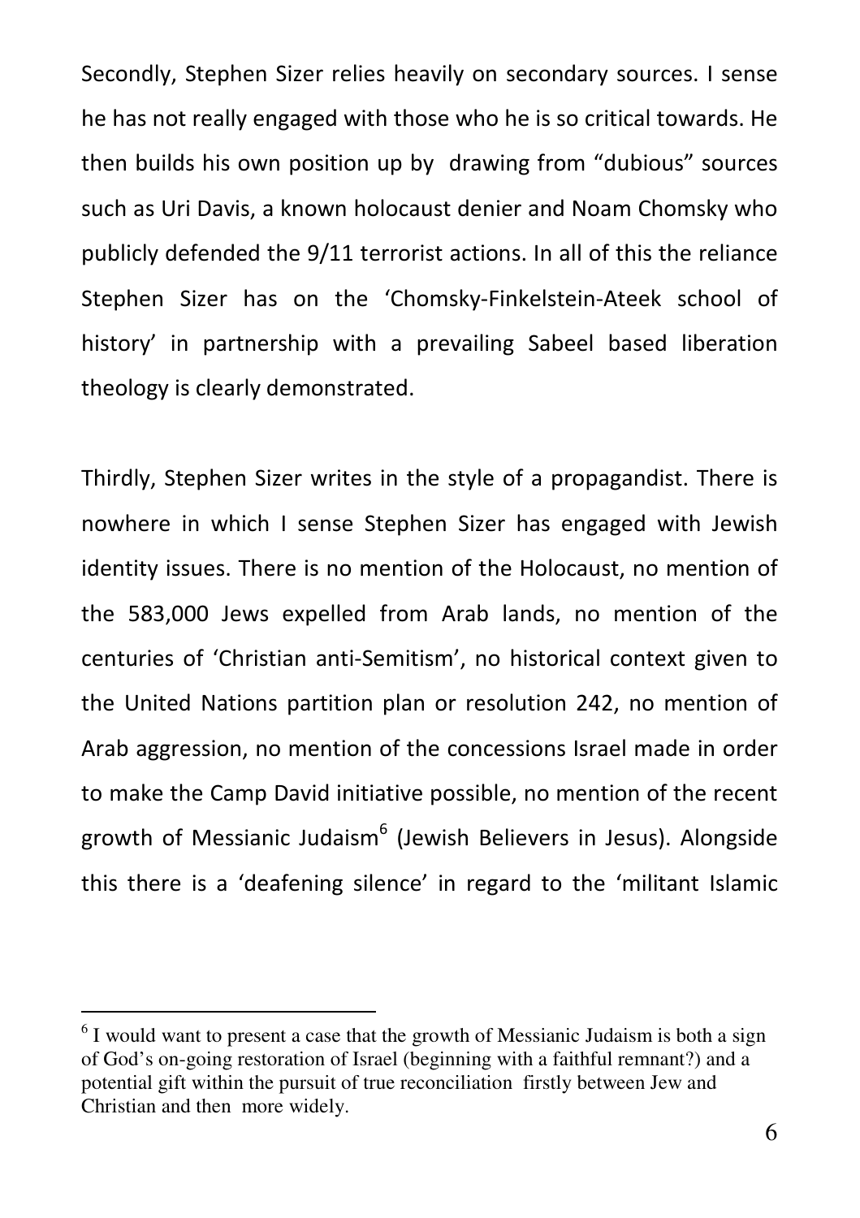Secondly, Stephen Sizer relies heavily on secondary sources. I sense he has not really engaged with those who he is so critical towards. He then builds his own position up by drawing from "dubious" sources such as Uri Davis, a known holocaust denier and Noam Chomsky who publicly defended the 9/11 terrorist actions. In all of this the reliance Stephen Sizer has on the 'Chomsky-Finkelstein-Ateek school of history' in partnership with a prevailing Sabeel based liberation theology is clearly demonstrated.

Thirdly, Stephen Sizer writes in the style of a propagandist. There is nowhere in which I sense Stephen Sizer has engaged with Jewish identity issues. There is no mention of the Holocaust, no mention of the 583,000 Jews expelled from Arab lands, no mention of the centuries of 'Christian anti-Semitism', no historical context given to the United Nations partition plan or resolution 242, no mention of Arab aggression, no mention of the concessions Israel made in order to make the Camp David initiative possible, no mention of the recent growth of Messianic Judaism[6] (Jewish Believers in Jesus). Alongside this there is a 'deafening silence' in regard to the 'militant Islamic

[6] I would want to present a case that the growth of Messianic Judaism is both a sign of God's on-going restoration of Israel (beginning with a faithful remnant?) and a potential gift within the pursuit of true reconciliation firstly between Jew and Christian and then more widely.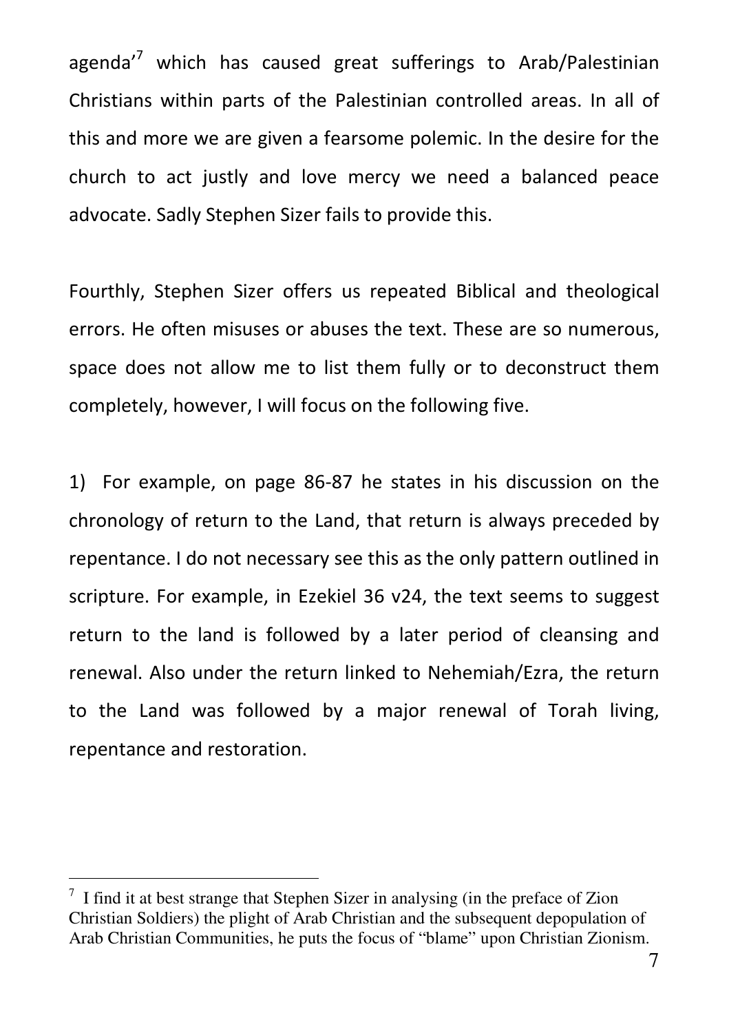agenda'[7] which has caused great sufferings to Arab/Palestinian Christians within parts of the Palestinian controlled areas. In all of this and more we are given a fearsome polemic. In the desire for the church to act justly and love mercy we need a balanced peace advocate. Sadly Stephen Sizer fails to provide this.

Fourthly, Stephen Sizer offers us repeated Biblical and theological errors. He often misuses or abuses the text. These are so numerous, space does not allow me to list them fully or to deconstruct them completely, however, I will focus on the following five.

1) For example, on page 86-87 he states in his discussion on the chronology of return to the Land, that return is always preceded by repentance. I do not necessary see this as the only pattern outlined in scripture. For example, in Ezekiel 36 v24, the text seems to suggest return to the land is followed by a later period of cleansing and renewal. Also under the return linked to Nehemiah/Ezra, the return to the Land was followed by a major renewal of Torah living, repentance and restoration.

[7] I find it at best strange that Stephen Sizer in analysing (in the preface of Zion Christian Soldiers) the plight of Arab Christian and the subsequent depopulation of Arab Christian Communities, he puts the focus of "blame" upon Christian Zionism.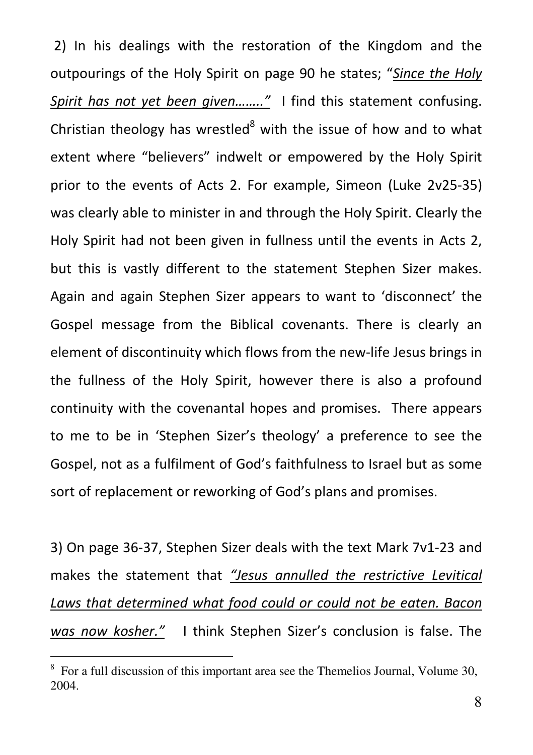2) In his dealings with the restoration of the Kingdom and the outpourings of the Holy Spirit on page 90 he states; "*Since the Holy Spirit has not yet been given……..*" I find this statement confusing. Christian theology has wrestled[8] with the issue of how and to what extent where "believers" indwelt or empowered by the Holy Spirit prior to the events of Acts 2. For example, Simeon (Luke 2v25-35) was clearly able to minister in and through the Holy Spirit. Clearly the Holy Spirit had not been given in fullness until the events in Acts 2, but this is vastly different to the statement Stephen Sizer makes. Again and again Stephen Sizer appears to want to 'disconnect' the Gospel message from the Biblical covenants. There is clearly an element of discontinuity which flows from the new-life Jesus brings in the fullness of the Holy Spirit, however there is also a profound continuity with the covenantal hopes and promises. There appears to me to be in 'Stephen Sizer's theology' a preference to see the Gospel, not as a fulfilment of God's faithfulness to Israel but as some sort of replacement or reworking of God's plans and promises.

3) On page 36-37, Stephen Sizer deals with the text Mark 7v1-23 and makes the statement that *"Jesus annulled the restrictive Levitical Laws that determined what food could or could not be eaten. Bacon was now kosher."* I think Stephen Sizer's conclusion is false. The

[8] For a full discussion of this important area see the Themelios Journal, Volume 30, 2004.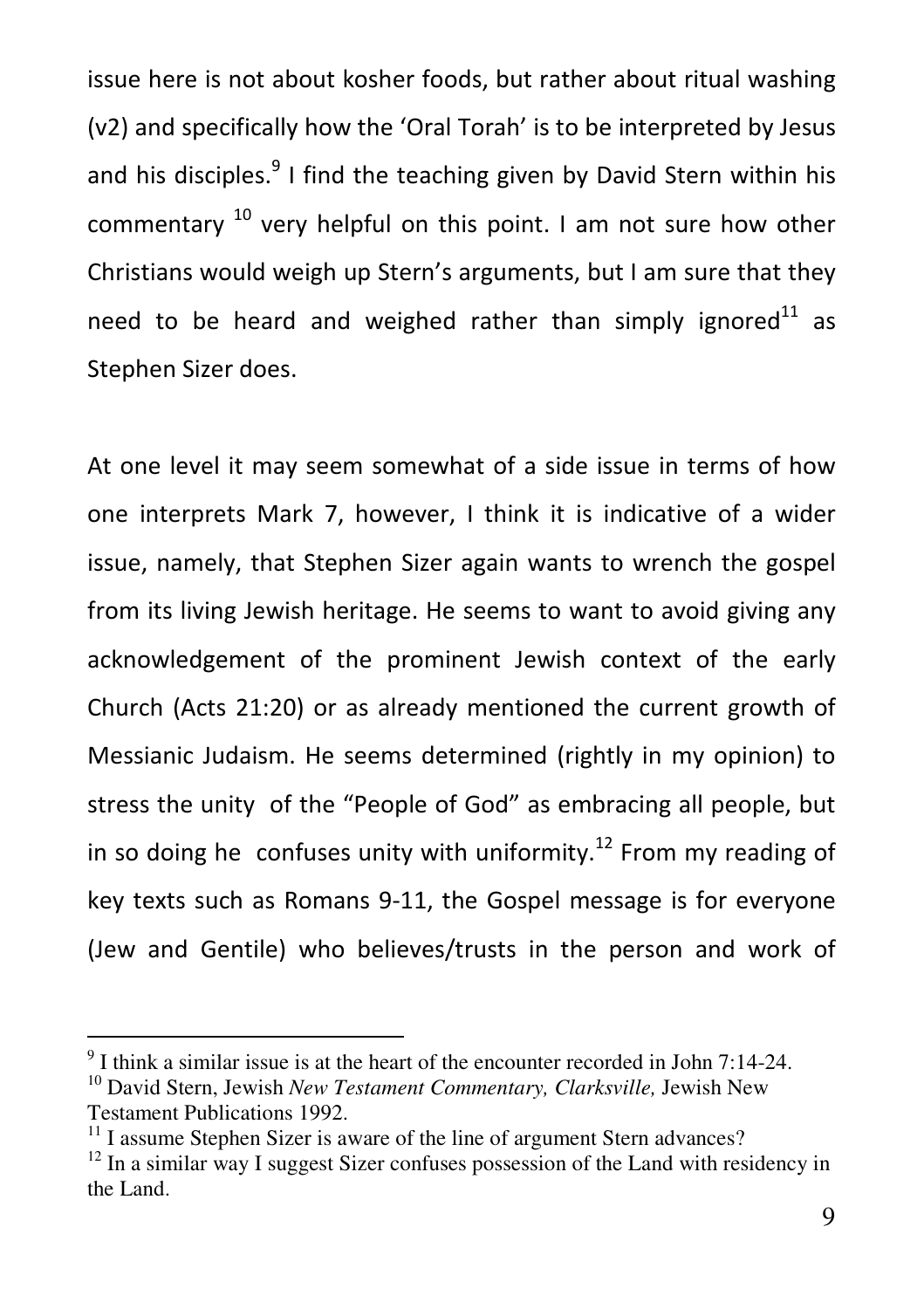issue here is not about kosher foods, but rather about ritual washing (v2) and specifically how the 'Oral Torah' is to be interpreted by Jesus and his disciples.[9] I find the teaching given by David Stern within his commentary [10] very helpful on this point. I am not sure how other Christians would weigh up Stern's arguments, but I am sure that they need to be heard and weighed rather than simply ignored[11] as Stephen Sizer does.

At one level it may seem somewhat of a side issue in terms of how one interprets Mark 7, however, I think it is indicative of a wider issue, namely, that Stephen Sizer again wants to wrench the gospel from its living Jewish heritage. He seems to want to avoid giving any acknowledgement of the prominent Jewish context of the early Church (Acts 21:20) or as already mentioned the current growth of Messianic Judaism. He seems determined (rightly in my opinion) to stress the unity of the "People of God" as embracing all people, but in so doing he confuses unity with uniformity.[12] From my reading of key texts such as Romans 9-11, the Gospel message is for everyone (Jew and Gentile) who believes/trusts in the person and work of

---

[9] I think a similar issue is at the heart of the encounter recorded in John 7:14-24.

[10] David Stern, Jewish *New Testament Commentary, Clarksville,* Jewish New Testament Publications 1992.

[11] I assume Stephen Sizer is aware of the line of argument Stern advances?

[12] In a similar way I suggest Sizer confuses possession of the Land with residency in the Land.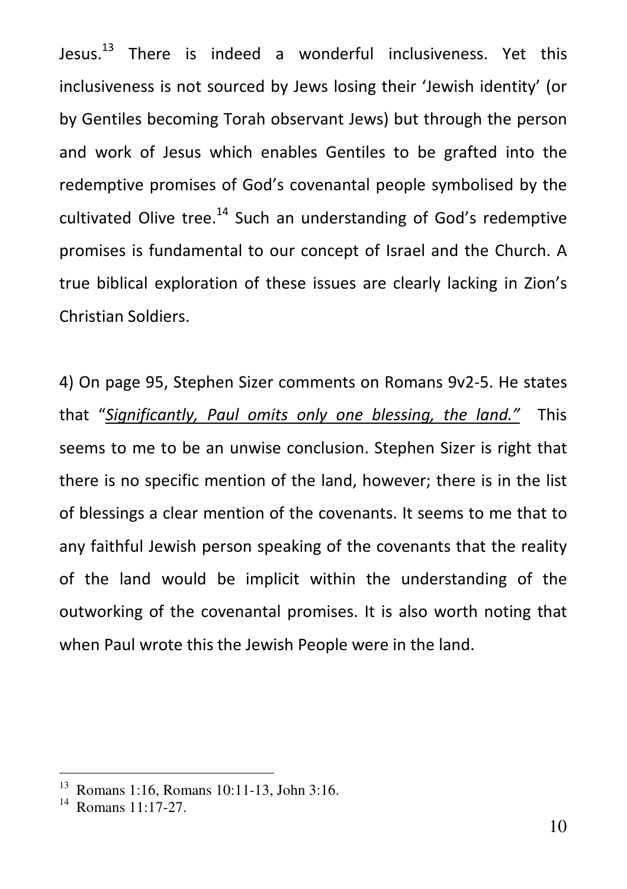Jesus.[13] There is indeed a wonderful inclusiveness. Yet this inclusiveness is not sourced by Jews losing their 'Jewish identity' (or by Gentiles becoming Torah observant Jews) but through the person and work of Jesus which enables Gentiles to be grafted into the redemptive promises of God's covenantal people symbolised by the cultivated Olive tree.[14] Such an understanding of God's redemptive promises is fundamental to our concept of Israel and the Church. A true biblical exploration of these issues are clearly lacking in Zion's Christian Soldiers.

4) On page 95, Stephen Sizer comments on Romans 9v2-5. He states that "*Significantly, Paul omits only one blessing, the land."* This seems to me to be an unwise conclusion. Stephen Sizer is right that there is no specific mention of the land, however; there is in the list of blessings a clear mention of the covenants. It seems to me that to any faithful Jewish person speaking of the covenants that the reality of the land would be implicit within the understanding of the outworking of the covenantal promises. It is also worth noting that when Paul wrote this the Jewish People were in the land.

---

[13] Romans 1:16, Romans 10:11-13, John 3:16.

[14] Romans 11:17-27.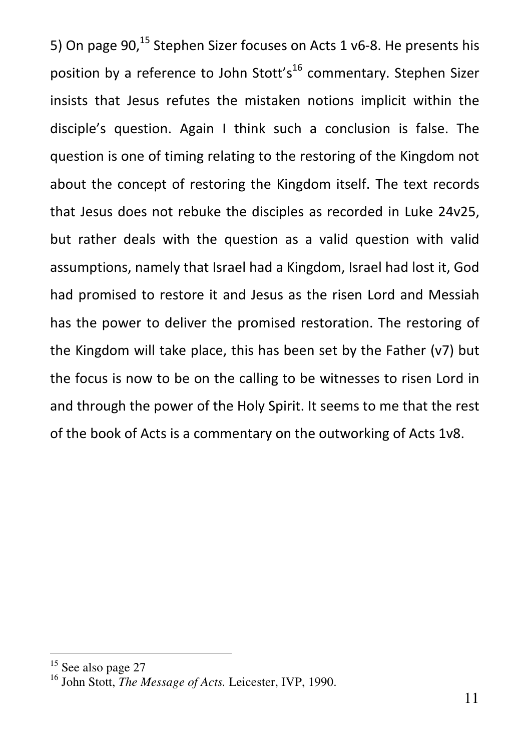5) On page 90,[15] Stephen Sizer focuses on Acts 1 v6-8. He presents his position by a reference to John Stott's[16] commentary. Stephen Sizer insists that Jesus refutes the mistaken notions implicit within the disciple's question. Again I think such a conclusion is false. The question is one of timing relating to the restoring of the Kingdom not about the concept of restoring the Kingdom itself. The text records that Jesus does not rebuke the disciples as recorded in Luke 24v25, but rather deals with the question as a valid question with valid assumptions, namely that Israel had a Kingdom, Israel had lost it, God had promised to restore it and Jesus as the risen Lord and Messiah has the power to deliver the promised restoration. The restoring of the Kingdom will take place, this has been set by the Father (v7) but the focus is now to be on the calling to be witnesses to risen Lord in and through the power of the Holy Spirit. It seems to me that the rest of the book of Acts is a commentary on the outworking of Acts 1v8.

---

[15] See also page 27

[16] John Stott, *The Message of Acts.* Leicester, IVP, 1990.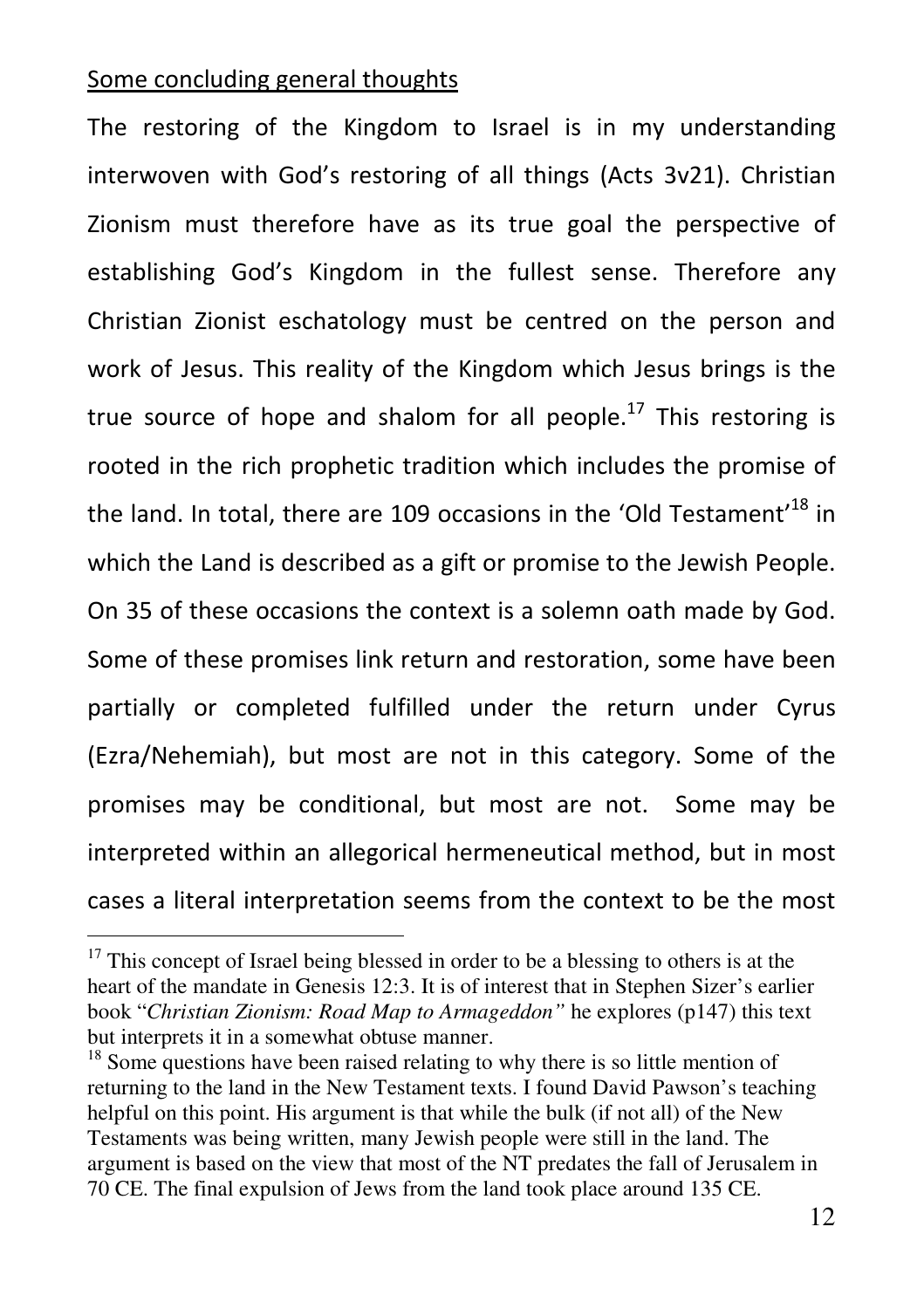<u>Some concluding general thoughts</u>

The restoring of the Kingdom to Israel is in my understanding interwoven with God's restoring of all things (Acts 3v21). Christian Zionism must therefore have as its true goal the perspective of establishing God's Kingdom in the fullest sense. Therefore any Christian Zionist eschatology must be centred on the person and work of Jesus. This reality of the Kingdom which Jesus brings is the true source of hope and shalom for all people.[17] This restoring is rooted in the rich prophetic tradition which includes the promise of the land. In total, there are 109 occasions in the 'Old Testament'[18] in which the Land is described as a gift or promise to the Jewish People. On 35 of these occasions the context is a solemn oath made by God. Some of these promises link return and restoration, some have been partially or completed fulfilled under the return under Cyrus (Ezra/Nehemiah), but most are not in this category. Some of the promises may be conditional, but most are not. Some may be interpreted within an allegorical hermeneutical method, but in most cases a literal interpretation seems from the context to be the most

---

[17] This concept of Israel being blessed in order to be a blessing to others is at the heart of the mandate in Genesis 12:3. It is of interest that in Stephen Sizer's earlier book "*Christian Zionism: Road Map to Armageddon"* he explores (p147) this text but interprets it in a somewhat obtuse manner.

[18] Some questions have been raised relating to why there is so little mention of returning to the land in the New Testament texts. I found David Pawson's teaching helpful on this point. His argument is that while the bulk (if not all) of the New Testaments was being written, many Jewish people were still in the land. The argument is based on the view that most of the NT predates the fall of Jerusalem in 70 CE. The final expulsion of Jews from the land took place around 135 CE.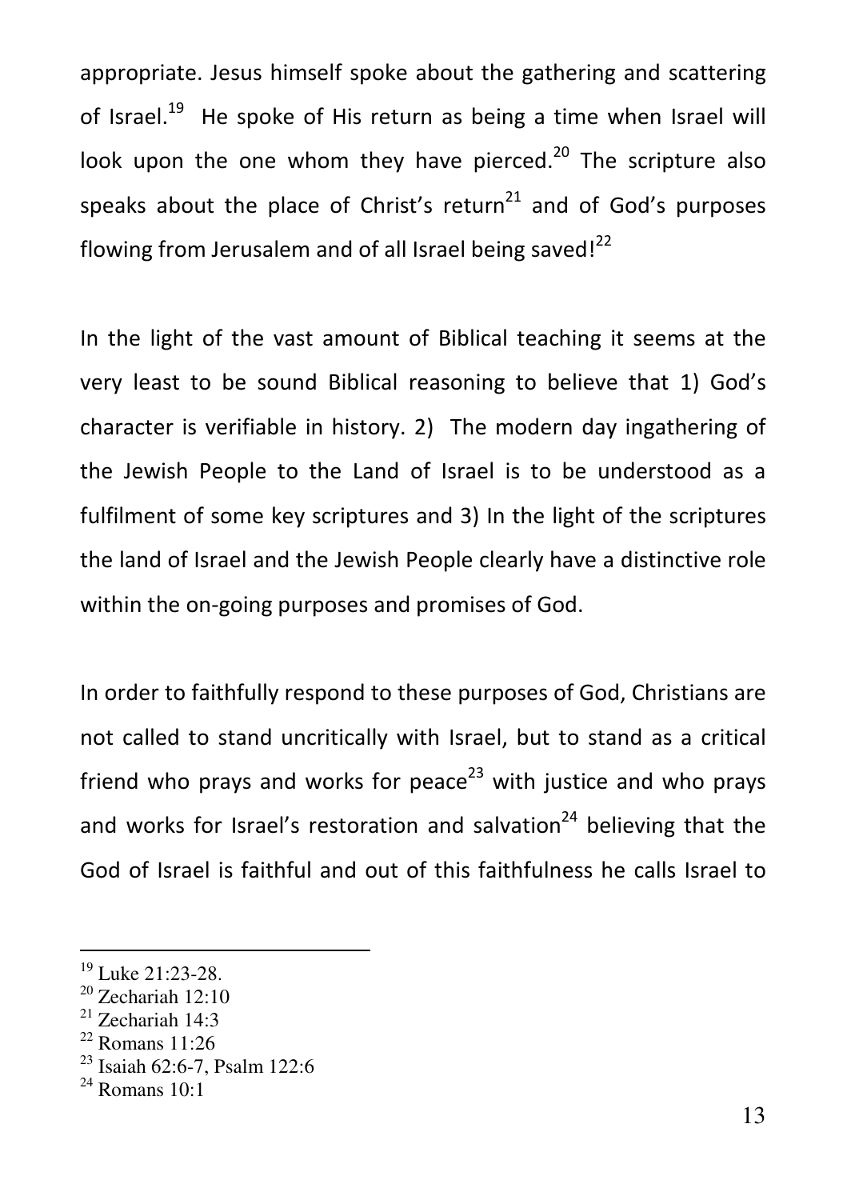appropriate. Jesus himself spoke about the gathering and scattering of Israel.[19] He spoke of His return as being a time when Israel will look upon the one whom they have pierced.[20] The scripture also speaks about the place of Christ's return[21] and of God's purposes flowing from Jerusalem and of all Israel being saved![22]

In the light of the vast amount of Biblical teaching it seems at the very least to be sound Biblical reasoning to believe that 1) God's character is verifiable in history. 2) The modern day ingathering of the Jewish People to the Land of Israel is to be understood as a fulfilment of some key scriptures and 3) In the light of the scriptures the land of Israel and the Jewish People clearly have a distinctive role within the on-going purposes and promises of God.

In order to faithfully respond to these purposes of God, Christians are not called to stand uncritically with Israel, but to stand as a critical friend who prays and works for peace[23] with justice and who prays and works for Israel's restoration and salvation[24] believing that the God of Israel is faithful and out of this faithfulness he calls Israel to

---

[19] Luke 21:23-28.

[20] Zechariah 12:10

[21] Zechariah 14:3

[22] Romans 11:26

[23] Isaiah 62:6-7, Psalm 122:6

[24] Romans 10:1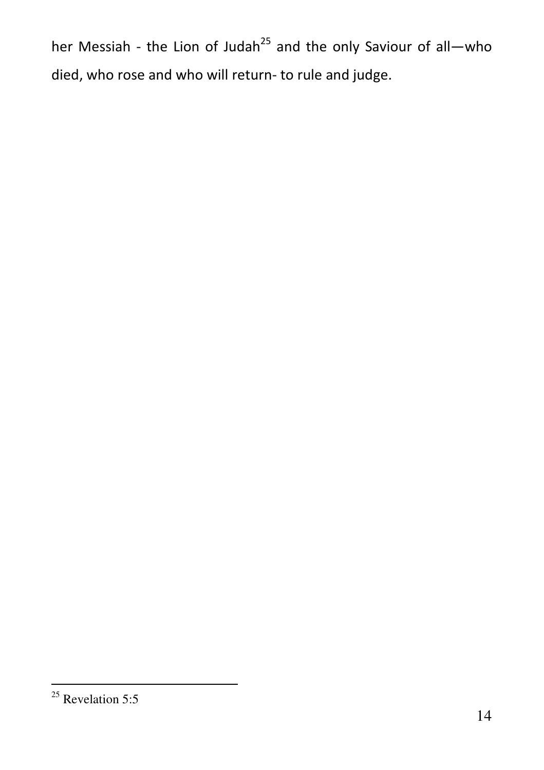her Messiah - the Lion of Judah[25] and the only Saviour of all—who died, who rose and who will return- to rule and judge.

---

[25] Revelation 5:5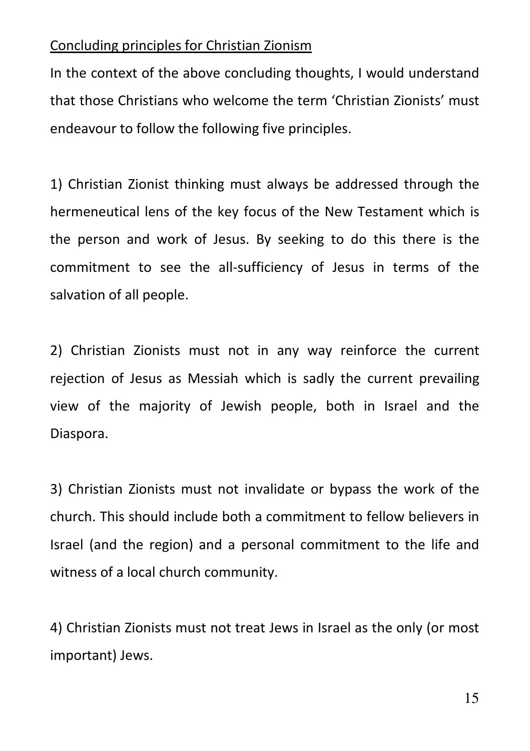Concluding principles for Christian Zionism

In the context of the above concluding thoughts, I would understand that those Christians who welcome the term 'Christian Zionists' must endeavour to follow the following five principles.

1) Christian Zionist thinking must always be addressed through the hermeneutical lens of the key focus of the New Testament which is the person and work of Jesus. By seeking to do this there is the commitment to see the all-sufficiency of Jesus in terms of the salvation of all people.

2) Christian Zionists must not in any way reinforce the current rejection of Jesus as Messiah which is sadly the current prevailing view of the majority of Jewish people, both in Israel and the Diaspora.

3) Christian Zionists must not invalidate or bypass the work of the church. This should include both a commitment to fellow believers in Israel (and the region) and a personal commitment to the life and witness of a local church community.

4) Christian Zionists must not treat Jews in Israel as the only (or most important) Jews.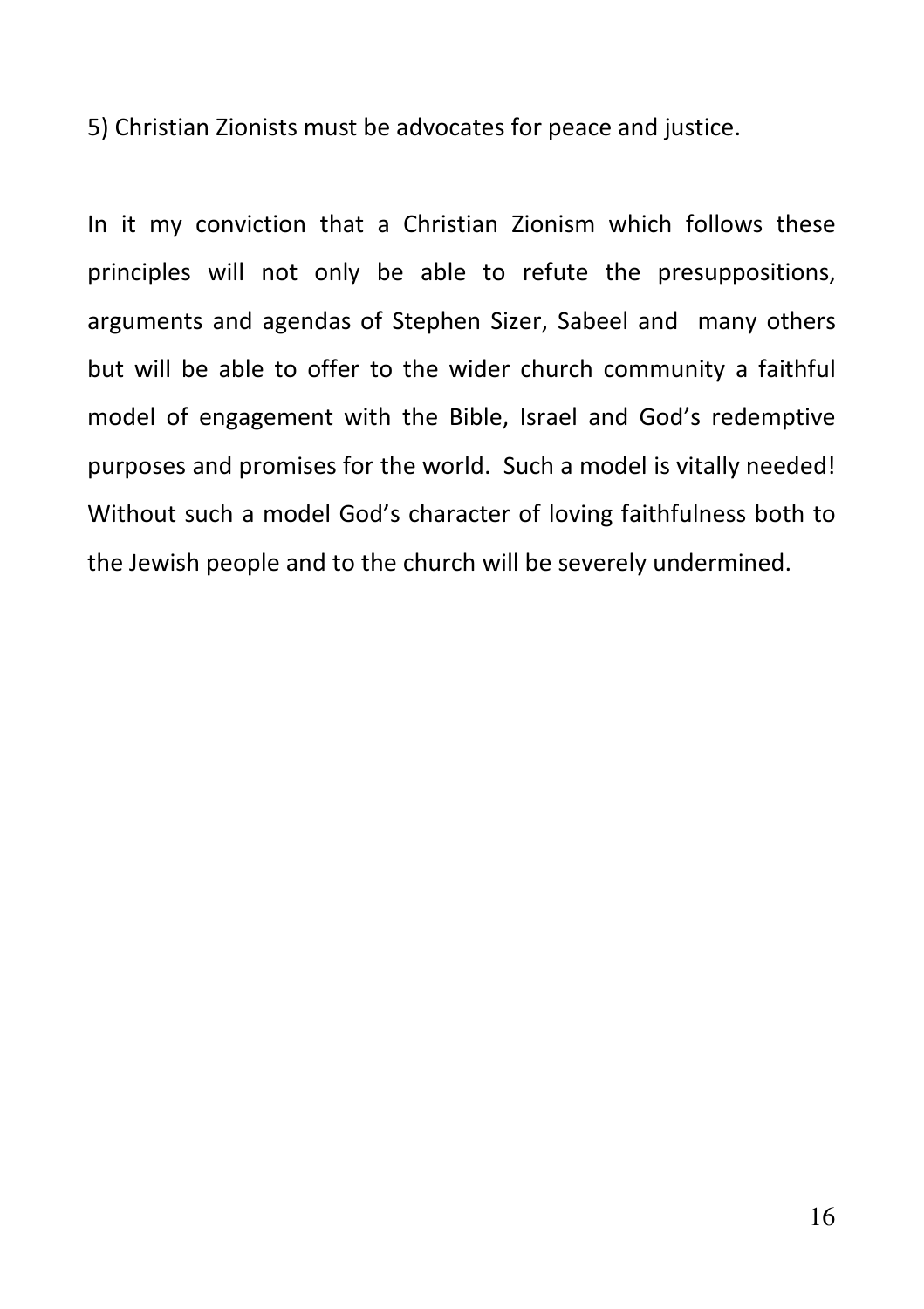5) Christian Zionists must be advocates for peace and justice.

In it my conviction that a Christian Zionism which follows these principles will not only be able to refute the presuppositions, arguments and agendas of Stephen Sizer, Sabeel and many others but will be able to offer to the wider church community a faithful model of engagement with the Bible, Israel and God's redemptive purposes and promises for the world. Such a model is vitally needed! Without such a model God's character of loving faithfulness both to the Jewish people and to the church will be severely undermined.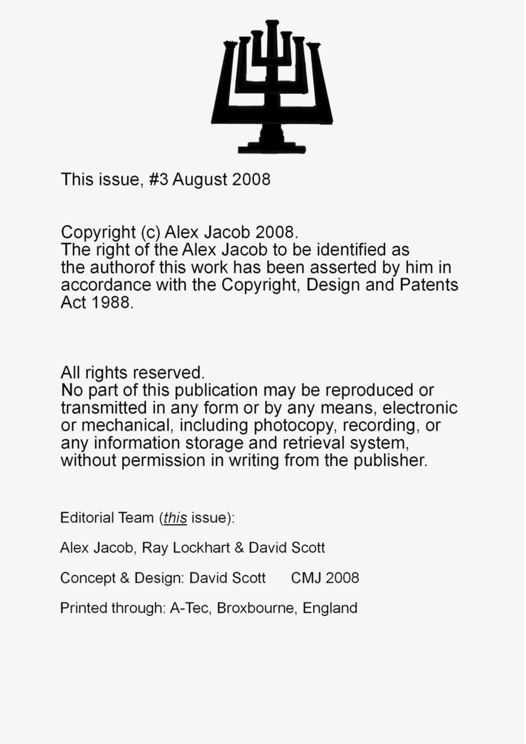This issue, #3 August 2008

Copyright (c) Alex Jacob 2008.
The right of the Alex Jacob to be identified as the authorof this work has been asserted by him in accordance with the Copyright, Design and Patents Act 1988.

All rights reserved.
No part of this publication may be reproduced or transmitted in any form or by any means, electronic or mechanical, including photocopy, recording, or any information storage and retrieval system, without permission in writing from the publisher.

Editorial Team (*this* issue):

Alex Jacob, Ray Lockhart & David Scott

Concept & Design: David Scott CMJ 2008

Printed through: A-Tec, Broxbourne, England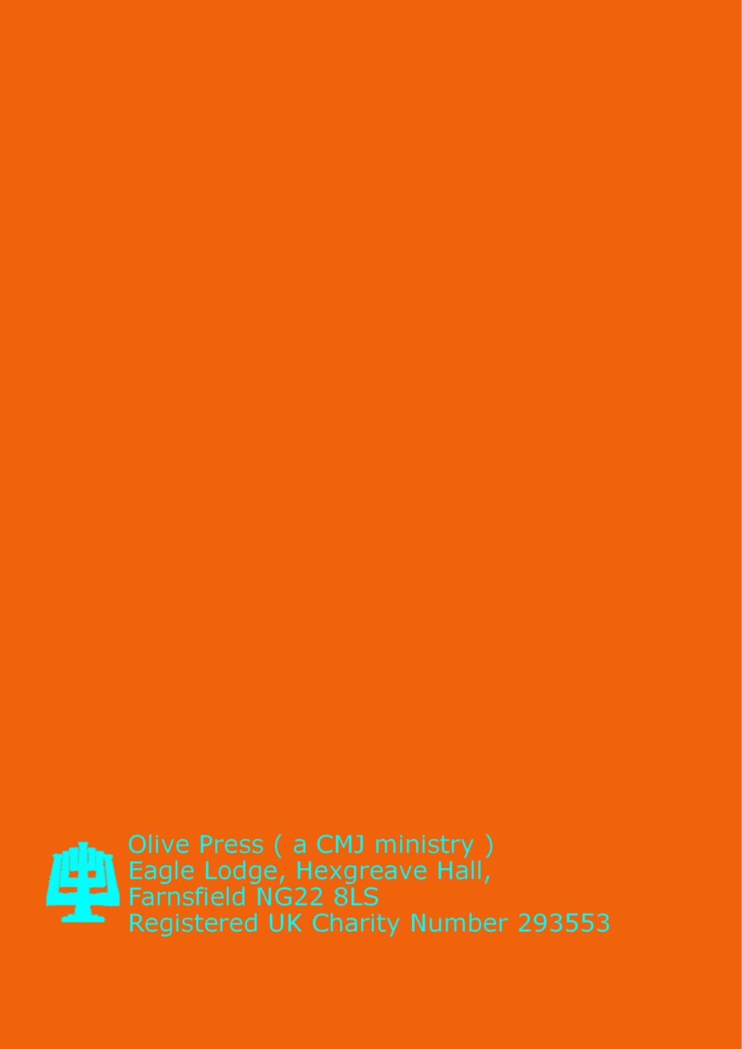Olive Press ( a CMJ ministry )
Eagle Lodge, Hexgreave Hall,
Farnsfield NG22 8LS
Registered UK Charity Number 293553